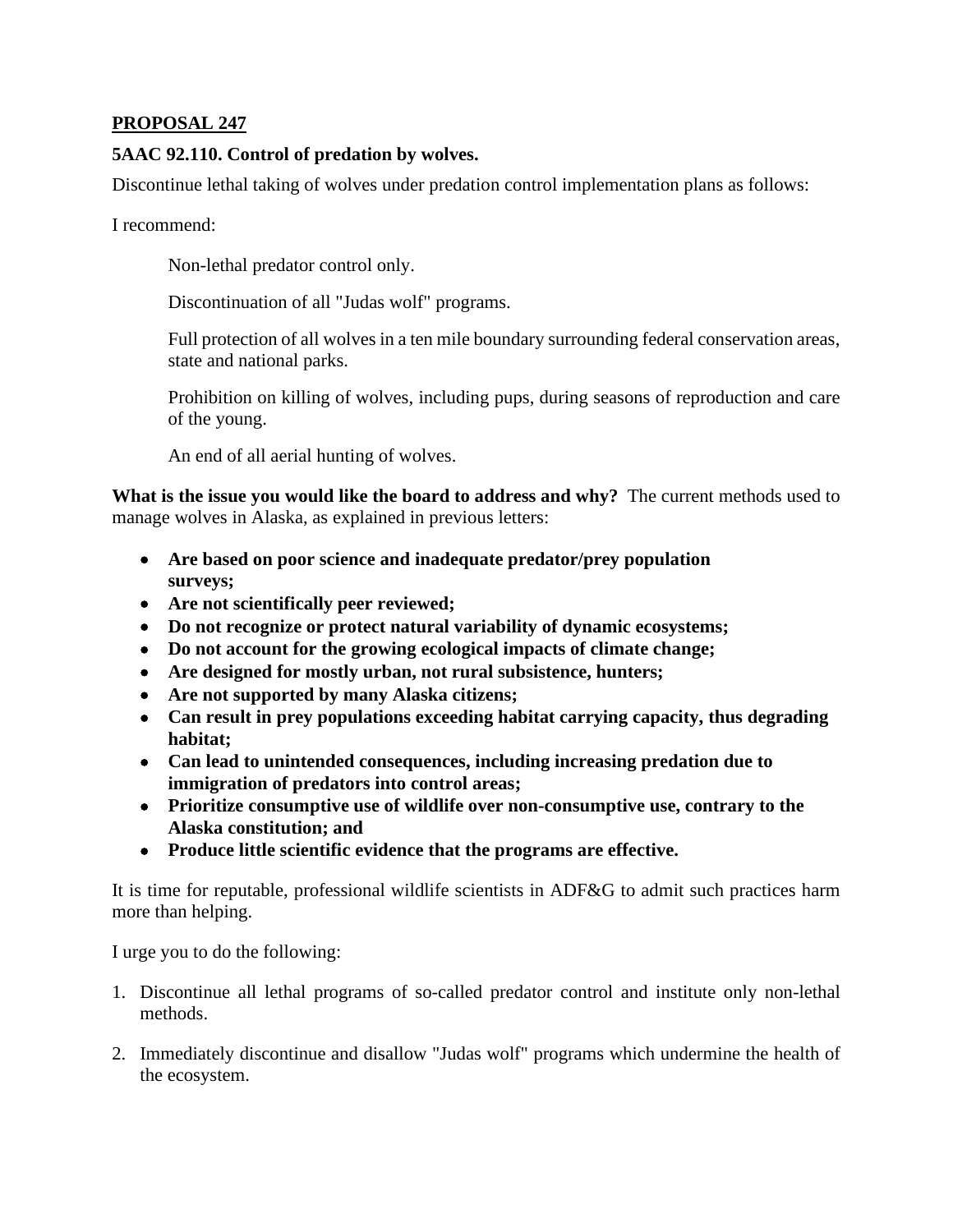**PROPOSAL 247**

**5AAC 92.110. Control of predation by wolves.**

Discontinue lethal taking of wolves under predation control implementation plans as follows:

I recommend:

> Non-lethal predator control only.
>
> Discontinuation of all "Judas wolf" programs.
>
> Full protection of all wolves in a ten mile boundary surrounding federal conservation areas, state and national parks.
>
> Prohibition on killing of wolves, including pups, during seasons of reproduction and care of the young.
>
> An end of all aerial hunting of wolves.

**What is the issue you would like the board to address and why?** The current methods used to manage wolves in Alaska, as explained in previous letters:

- **Are based on poor science and inadequate predator/prey population surveys;**
- **Are not scientifically peer reviewed;**
- **Do not recognize or protect natural variability of dynamic ecosystems;**
- **Do not account for the growing ecological impacts of climate change;**
- **Are designed for mostly urban, not rural subsistence, hunters;**
- **Are not supported by many Alaska citizens;**
- **Can result in prey populations exceeding habitat carrying capacity, thus degrading habitat;**
- **Can lead to unintended consequences, including increasing predation due to immigration of predators into control areas;**
- **Prioritize consumptive use of wildlife over non-consumptive use, contrary to the Alaska constitution; and**
- **Produce little scientific evidence that the programs are effective.**

It is time for reputable, professional wildlife scientists in ADF&G to admit such practices harm more than helping.

I urge you to do the following:

1. Discontinue all lethal programs of so-called predator control and institute only non-lethal methods.
2. Immediately discontinue and disallow "Judas wolf" programs which undermine the health of the ecosystem.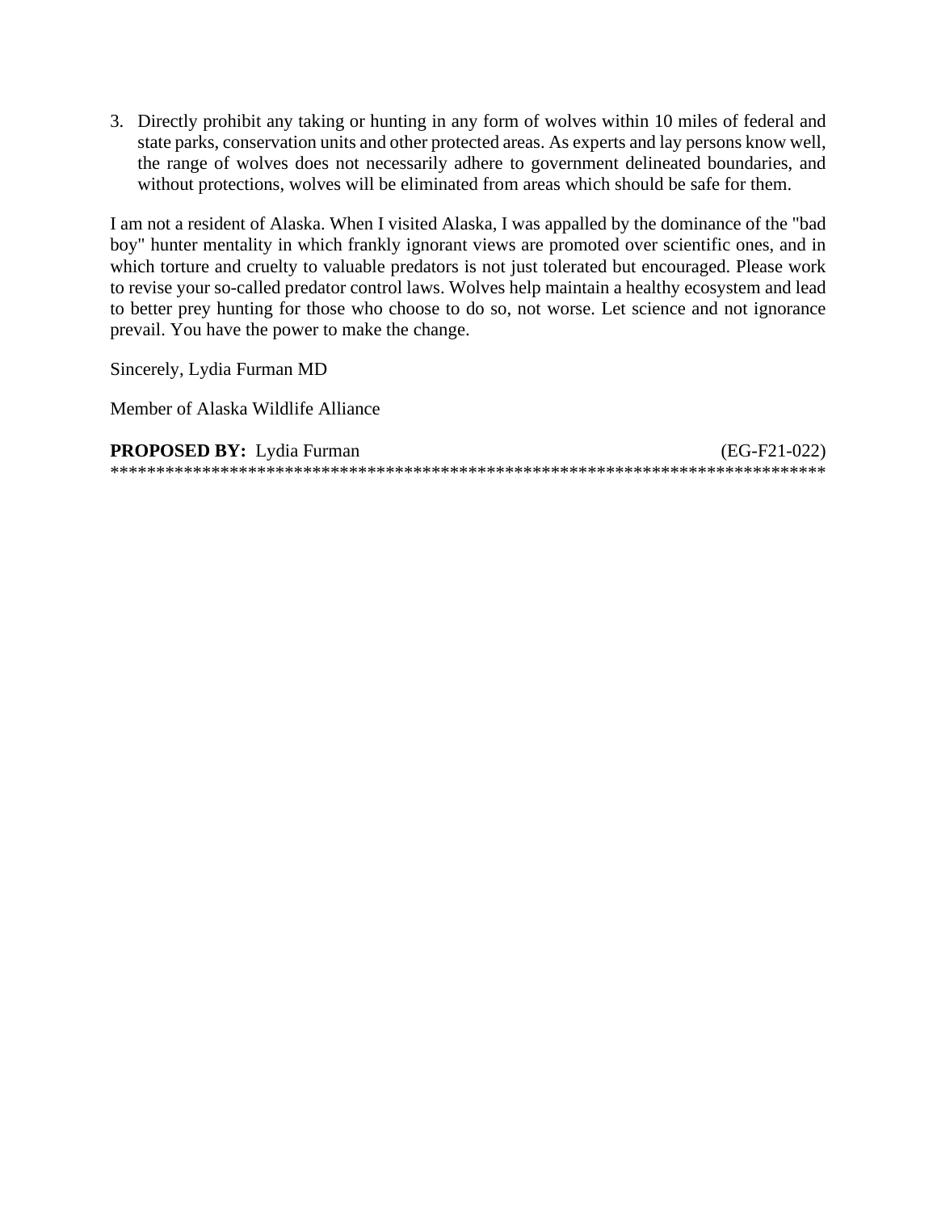3. Directly prohibit any taking or hunting in any form of wolves within 10 miles of federal and state parks, conservation units and other protected areas. As experts and lay persons know well, the range of wolves does not necessarily adhere to government delineated boundaries, and without protections, wolves will be eliminated from areas which should be safe for them.

I am not a resident of Alaska. When I visited Alaska, I was appalled by the dominance of the "bad boy" hunter mentality in which frankly ignorant views are promoted over scientific ones, and in which torture and cruelty to valuable predators is not just tolerated but encouraged. Please work to revise your so-called predator control laws. Wolves help maintain a healthy ecosystem and lead to better prey hunting for those who choose to do so, not worse. Let science and not ignorance prevail. You have the power to make the change.

Sincerely, Lydia Furman MD

Member of Alaska Wildlife Alliance

**PROPOSED BY:** Lydia Furman (EG-F21-022)

******************************************************************************